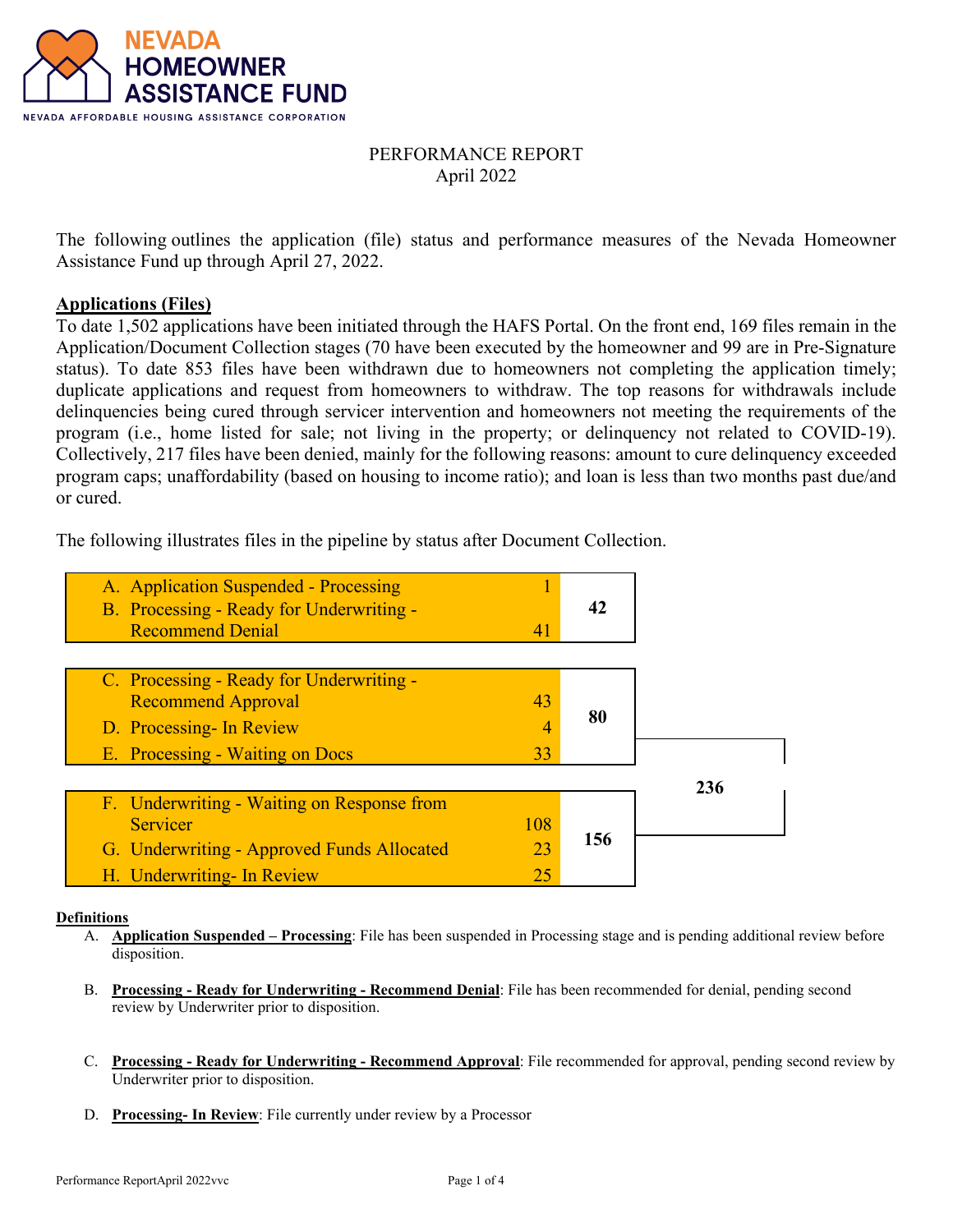NEVADA HOMEOWNER ASSISTANCE FUND

NEVADA AFFORDABLE HOUSING ASSISTANCE CORPORATION

PERFORMANCE REPORT
April 2022

The following outlines the application (file) status and performance measures of the Nevada Homeowner Assistance Fund up through April 27, 2022.

**Applications (Files)**

To date 1,502 applications have been initiated through the HAFS Portal. On the front end, 169 files remain in the Application/Document Collection stages (70 have been executed by the homeowner and 99 are in Pre-Signature status). To date 853 files have been withdrawn due to homeowners not completing the application timely; duplicate applications and request from homeowners to withdraw. The top reasons for withdrawals include delinquencies being cured through servicer intervention and homeowners not meeting the requirements of the program (i.e., home listed for sale; not living in the property; or delinquency not related to COVID-19). Collectively, 217 files have been denied, mainly for the following reasons: amount to cure delinquency exceeded program caps; unaffordability (based on housing to income ratio); and loan is less than two months past due/and or cured.

The following illustrates files in the pipeline by status after Document Collection.

| Status | Count | Subtotal | Total |
|---|---|---|---|
| A. Application Suspended - Processing | 1 | 42 | |
| B. Processing - Ready for Underwriting - Recommend Denial | 41 | | |
| C. Processing - Ready for Underwriting - Recommend Approval | 43 | 80 | 236 |
| D. Processing- In Review | 4 | | |
| E. Processing - Waiting on Docs | 33 | | |
| F. Underwriting - Waiting on Response from Servicer | 108 | 156 | |
| G. Underwriting - Approved Funds Allocated | 23 | | |
| H. Underwriting- In Review | 25 | | |

**Definitions**

A. **Application Suspended – Processing**: File has been suspended in Processing stage and is pending additional review before disposition.

B. **Processing - Ready for Underwriting - Recommend Denial**: File has been recommended for denial, pending second review by Underwriter prior to disposition.

C. **Processing - Ready for Underwriting - Recommend Approval**: File recommended for approval, pending second review by Underwriter prior to disposition.

D. **Processing- In Review**: File currently under review by a Processor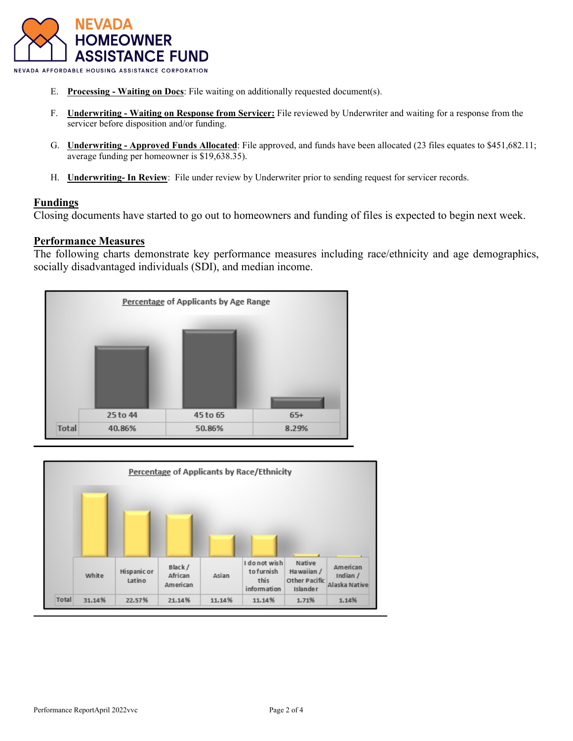E. **Processing - Waiting on Docs**: File waiting on additionally requested document(s).

F. **Underwriting - Waiting on Response from Servicer:** File reviewed by Underwriter and waiting for a response from the servicer before disposition and/or funding.

G. **Underwriting - Approved Funds Allocated**: File approved, and funds have been allocated (23 files equates to $451,682.11; average funding per homeowner is $19,638.35).

H. **Underwriting- In Review**: File under review by Underwriter prior to sending request for servicer records.

## Fundings

Closing documents have started to go out to homeowners and funding of files is expected to begin next week.

## Performance Measures

The following charts demonstrate key performance measures including race/ethnicity and age demographics, socially disadvantaged individuals (SDI), and median income.

**Percentage of Applicants by Age Range**

| | 25 to 44 | 45 to 65 | 65+ |
|---|---|---|---|
| Total | 40.86% | 50.86% | 8.29% |

**Percentage of Applicants by Race/Ethnicity**

| | White | Hispanic or Latino | Black / African American | Asian | I do not wish to furnish this information | Native Hawaiian / Other Pacific Islander | American Indian / Alaska Native |
|---|---|---|---|---|---|---|---|
| Total | 31.14% | 22.57% | 21.14% | 11.14% | 11.14% | 1.71% | 1.14% |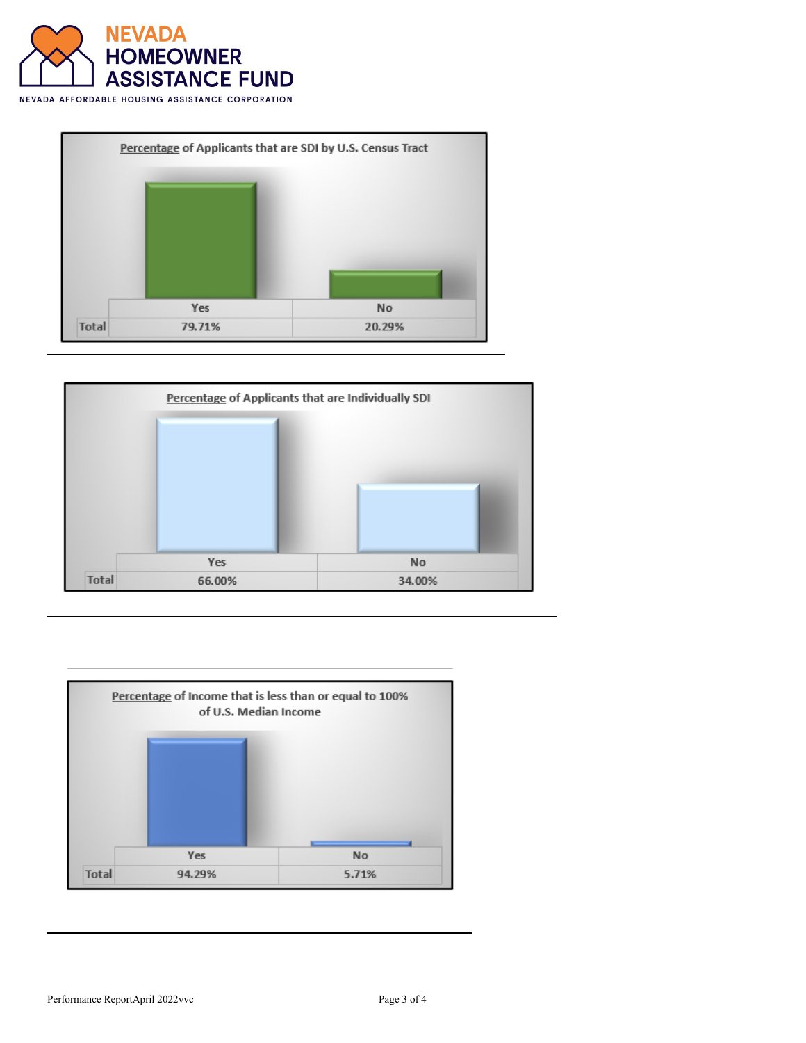**Percentage of Applicants that are SDI by U.S. Census Tract**

| | Yes | No |
|---|---|---|
| Total | 79.71% | 20.29% |

**Percentage of Applicants that are Individually SDI**

| | Yes | No |
|---|---|---|
| Total | 66.00% | 34.00% |

**Percentage of Income that is less than or equal to 100% of U.S. Median Income**

| | Yes | No |
|---|---|---|
| Total | 94.29% | 5.71% |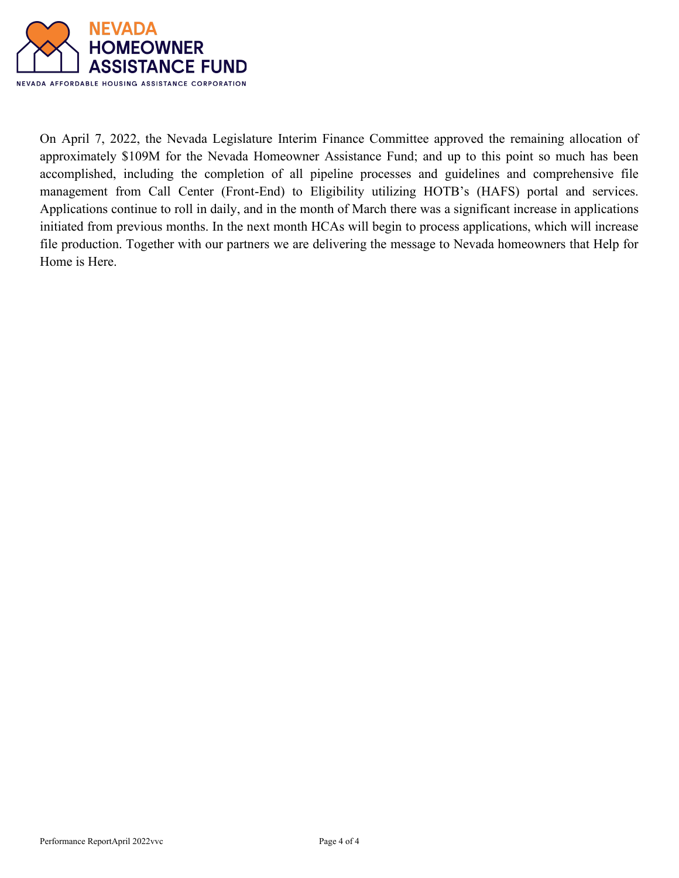On April 7, 2022, the Nevada Legislature Interim Finance Committee approved the remaining allocation of approximately $109M for the Nevada Homeowner Assistance Fund; and up to this point so much has been accomplished, including the completion of all pipeline processes and guidelines and comprehensive file management from Call Center (Front-End) to Eligibility utilizing HOTB's (HAFS) portal and services. Applications continue to roll in daily, and in the month of March there was a significant increase in applications initiated from previous months. In the next month HCAs will begin to process applications, which will increase file production. Together with our partners we are delivering the message to Nevada homeowners that Help for Home is Here.